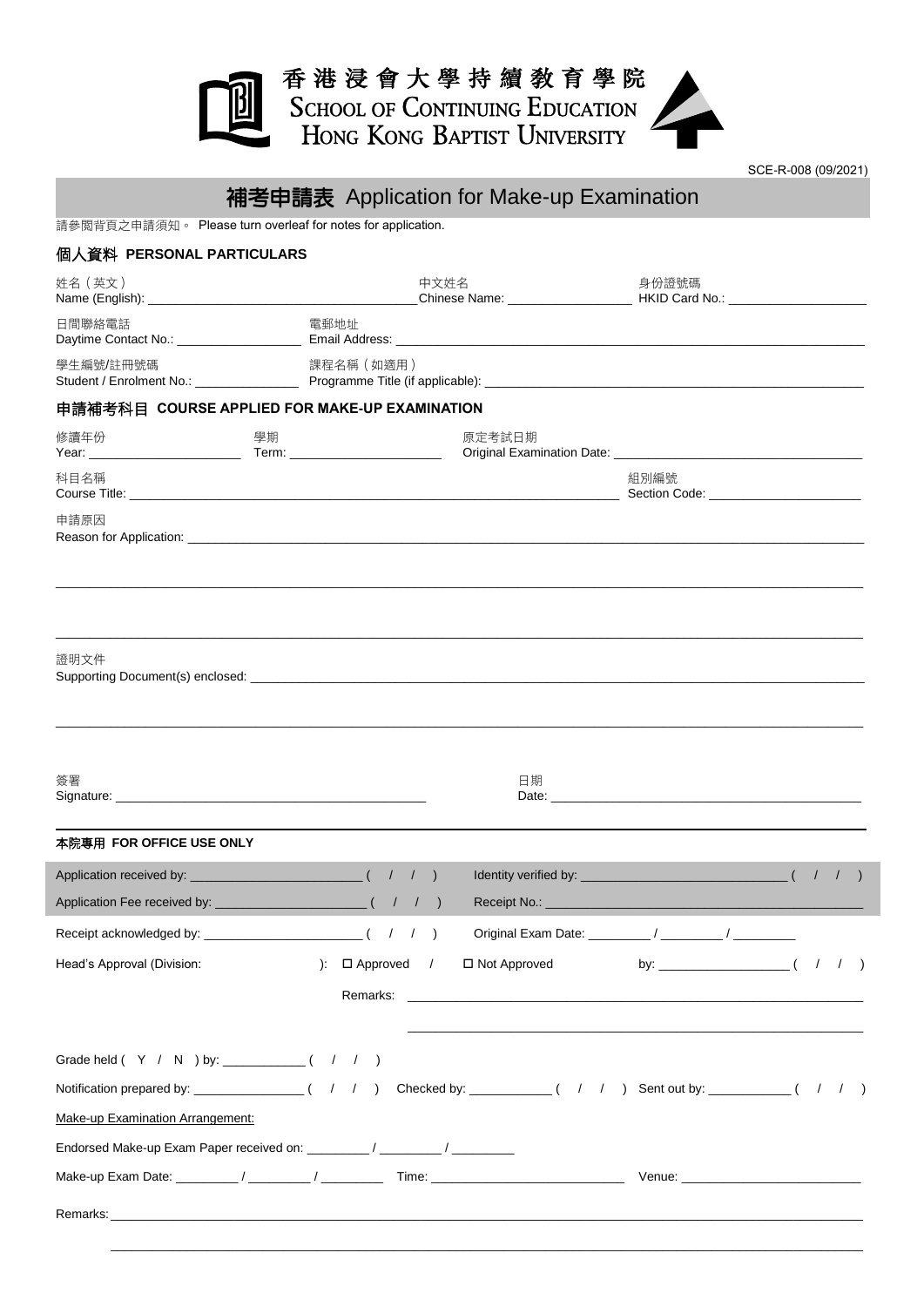香港浸會大學持續教育學院
SCHOOL OF CONTINUING EDUCATION
HONG KONG BAPTIST UNIVERSITY

SCE-R-008 (09/2021)

# 補考申請表 Application for Make-up Examination

請參閱背頁之申請須知。 Please turn overleaf for notes for application.

## 個人資料 PERSONAL PARTICULARS

姓名（英文）
Name (English): ______________________ 
中文姓名
Chinese Name: ______________________ 
身份證號碼
HKID Card No.: ______________________

日間聯絡電話
Daytime Contact No.: ______________________ 
電郵地址
Email Address: ______________________

學生編號/註冊號碼
Student / Enrolment No.: ______________________ 
課程名稱（如適用）
Programme Title (if applicable): ______________________

## 申請補考科目 COURSE APPLIED FOR MAKE-UP EXAMINATION

修讀年份
Year: ______________________ 
學期
Term: ______________________ 
原定考試日期
Original Examination Date: ______________________

科目名稱
Course Title: ______________________ 
組別編號
Section Code: ______________________

申請原因
Reason for Application: ______________________

______________________

______________________

證明文件
Supporting Document(s) enclosed: ______________________

______________________

簽署
Signature: ______________________ 
日期
Date: ______________________

### 本院專用 FOR OFFICE USE ONLY

Application received by: ______________________ ( / / ) Identity verified by: ______________________ ( / / )

Application Fee received by: ______________________ ( / / ) Receipt No.: ______________________

Receipt acknowledged by: ______________________ ( / / ) Original Exam Date: ________ / ________ / ________

Head's Approval (Division: ): ☐ Approved / ☐ Not Approved by: ______________________ ( / / )

Remarks: ______________________

______________________

Grade held ( Y / N ) by: ____________ ( / / )

Notification prepared by: ____________ ( / / ) Checked by: ____________ ( / / ) Sent out by: ____________ ( / / )

Make-up Examination Arrangement:

Endorsed Make-up Exam Paper received on: ________ / ________ / ________

Make-up Exam Date: ________ / ________ / ________ Time: ______________________ Venue: ______________________

Remarks: ______________________

______________________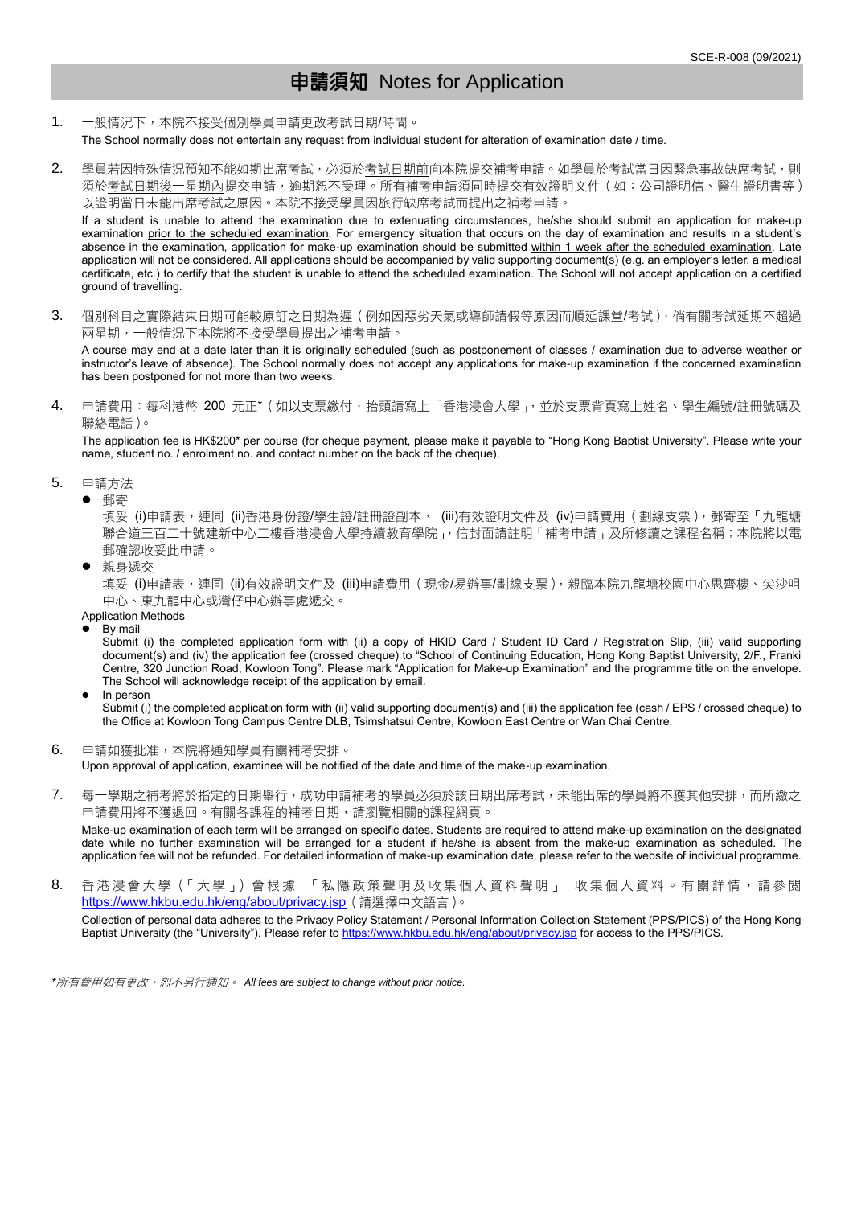# 申請須知 Notes for Application

1. 一般情況下，本院不接受個別學員申請更改考試日期/時間。

   The School normally does not entertain any request from individual student for alteration of examination date / time.

2. 學員若因特殊情況預知不能如期出席考試，必須於<u>考試日期前</u>向本院提交補考申請。如學員於考試當日因緊急事故缺席考試，則須於<u>考試日期後一星期內</u>提交申請，逾期恕不受理。所有補考申請須同時提交有效證明文件（如：公司證明信、醫生證明書等）以證明當日未能出席考試之原因。本院不接受學員因旅行缺席考試而提出之補考申請。

   If a student is unable to attend the examination due to extenuating circumstances, he/she should submit an application for make-up examination <u>prior to the scheduled examination</u>. For emergency situation that occurs on the day of examination and results in a student's absence in the examination, application for make-up examination should be submitted <u>within 1 week after the scheduled examination</u>. Late application will not be considered. All applications should be accompanied by valid supporting document(s) (e.g. an employer's letter, a medical certificate, etc.) to certify that the student is unable to attend the scheduled examination. The School will not accept application on a certified ground of travelling.

3. 個別科目之實際結束日期可能較原訂之日期為遲（例如因惡劣天氣或導師請假等原因而順延課堂/考試），倘有關考試延期不超過兩星期，一般情況下本院將不接受學員提出之補考申請。

   A course may end at a date later than it is originally scheduled (such as postponement of classes / examination due to adverse weather or instructor's leave of absence). The School normally does not accept any applications for make-up examination if the concerned examination has been postponed for not more than two weeks.

4. 申請費用：每科港幣 200 元正*（如以支票繳付，抬頭請寫上「香港浸會大學」，並於支票背頁寫上姓名、學生編號/註冊號碼及聯絡電話）。

   The application fee is HK$200* per course (for cheque payment, please make it payable to "Hong Kong Baptist University". Please write your name, student no. / enrolment no. and contact number on the back of the cheque).

5. 申請方法
   - 郵寄

     填妥 (i)申請表，連同 (ii)香港身份證/學生證/註冊證副本、 (iii)有效證明文件及 (iv)申請費用（劃線支票），郵寄至「九龍塘聯合道三百二十號建新中心二樓香港浸會大學持續教育學院」，信封面請註明「補考申請」及所修讀之課程名稱；本院將以電郵確認收妥此申請。
   - 親身遞交

     填妥 (i)申請表，連同 (ii)有效證明文件及 (iii)申請費用（現金/易辦事/劃線支票），親臨本院九龍塘校園中心思齊樓、尖沙咀中心、東九龍中心或灣仔中心辦事處遞交。

   Application Methods
   - By mail

     Submit (i) the completed application form with (ii) a copy of HKID Card / Student ID Card / Registration Slip, (iii) valid supporting document(s) and (iv) the application fee (crossed cheque) to "School of Continuing Education, Hong Kong Baptist University, 2/F., Franki Centre, 320 Junction Road, Kowloon Tong". Please mark "Application for Make-up Examination" and the programme title on the envelope. The School will acknowledge receipt of the application by email.
   - In person

     Submit (i) the completed application form with (ii) valid supporting document(s) and (iii) the application fee (cash / EPS / crossed cheque) to the Office at Kowloon Tong Campus Centre DLB, Tsimshatsui Centre, Kowloon East Centre or Wan Chai Centre.

6. 申請如獲批准，本院將通知學員有關補考安排。

   Upon approval of application, examinee will be notified of the date and time of the make-up examination.

7. 每一學期之補考將於指定的日期舉行，成功申請補考的學員必須於該日期出席考試，未能出席的學員將不獲其他安排，而所繳之申請費用將不獲退回。有關各課程的補考日期，請瀏覽相關的課程網頁。

   Make-up examination of each term will be arranged on specific dates. Students are required to attend make-up examination on the designated date while no further examination will be arranged for a student if he/she is absent from the make-up examination as scheduled. The application fee will not be refunded. For detailed information of make-up examination date, please refer to the website of individual programme.

8. 香港浸會大學（「大學」）會根據 「私隱政策聲明及收集個人資料聲明」 收集個人資料。有關詳情，請參閱 https://www.hkbu.edu.hk/eng/about/privacy.jsp（請選擇中文語言）。

   Collection of personal data adheres to the Privacy Policy Statement / Personal Information Collection Statement (PPS/PICS) of the Hong Kong Baptist University (the "University"). Please refer to https://www.hkbu.edu.hk/eng/about/privacy.jsp for access to the PPS/PICS.

*所有費用如有更改，恕不另行通知。 All fees are subject to change without prior notice.*